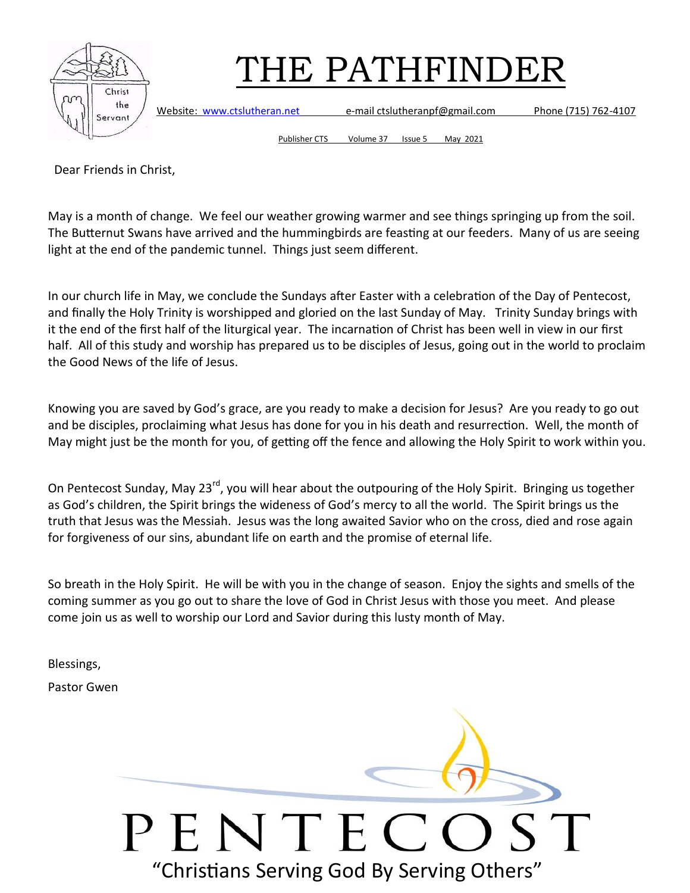Christ the Servant

# THE PATHFINDER

Website: www.ctslutheran.net e-mail ctslutheranpf@gmail.com Phone (715) 762-4107

Publisher CTS Volume 37 Issue 5 May 2021

Dear Friends in Christ,

May is a month of change. We feel our weather growing warmer and see things springing up from the soil. The Butternut Swans have arrived and the hummingbirds are feasting at our feeders. Many of us are seeing light at the end of the pandemic tunnel. Things just seem different.

In our church life in May, we conclude the Sundays after Easter with a celebration of the Day of Pentecost, and finally the Holy Trinity is worshipped and gloried on the last Sunday of May. Trinity Sunday brings with it the end of the first half of the liturgical year. The incarnation of Christ has been well in view in our first half. All of this study and worship has prepared us to be disciples of Jesus, going out in the world to proclaim the Good News of the life of Jesus.

Knowing you are saved by God's grace, are you ready to make a decision for Jesus? Are you ready to go out and be disciples, proclaiming what Jesus has done for you in his death and resurrection. Well, the month of May might just be the month for you, of getting off the fence and allowing the Holy Spirit to work within you.

On Pentecost Sunday, May 23rd, you will hear about the outpouring of the Holy Spirit. Bringing us together as God's children, the Spirit brings the wideness of God's mercy to all the world. The Spirit brings us the truth that Jesus was the Messiah. Jesus was the long awaited Savior who on the cross, died and rose again for forgiveness of our sins, abundant life on earth and the promise of eternal life.

So breath in the Holy Spirit. He will be with you in the change of season. Enjoy the sights and smells of the coming summer as you go out to share the love of God in Christ Jesus with those you meet. And please come join us as well to worship our Lord and Savior during this lusty month of May.

Blessings,

Pastor Gwen

PENTECOST

"Christians Serving God By Serving Others"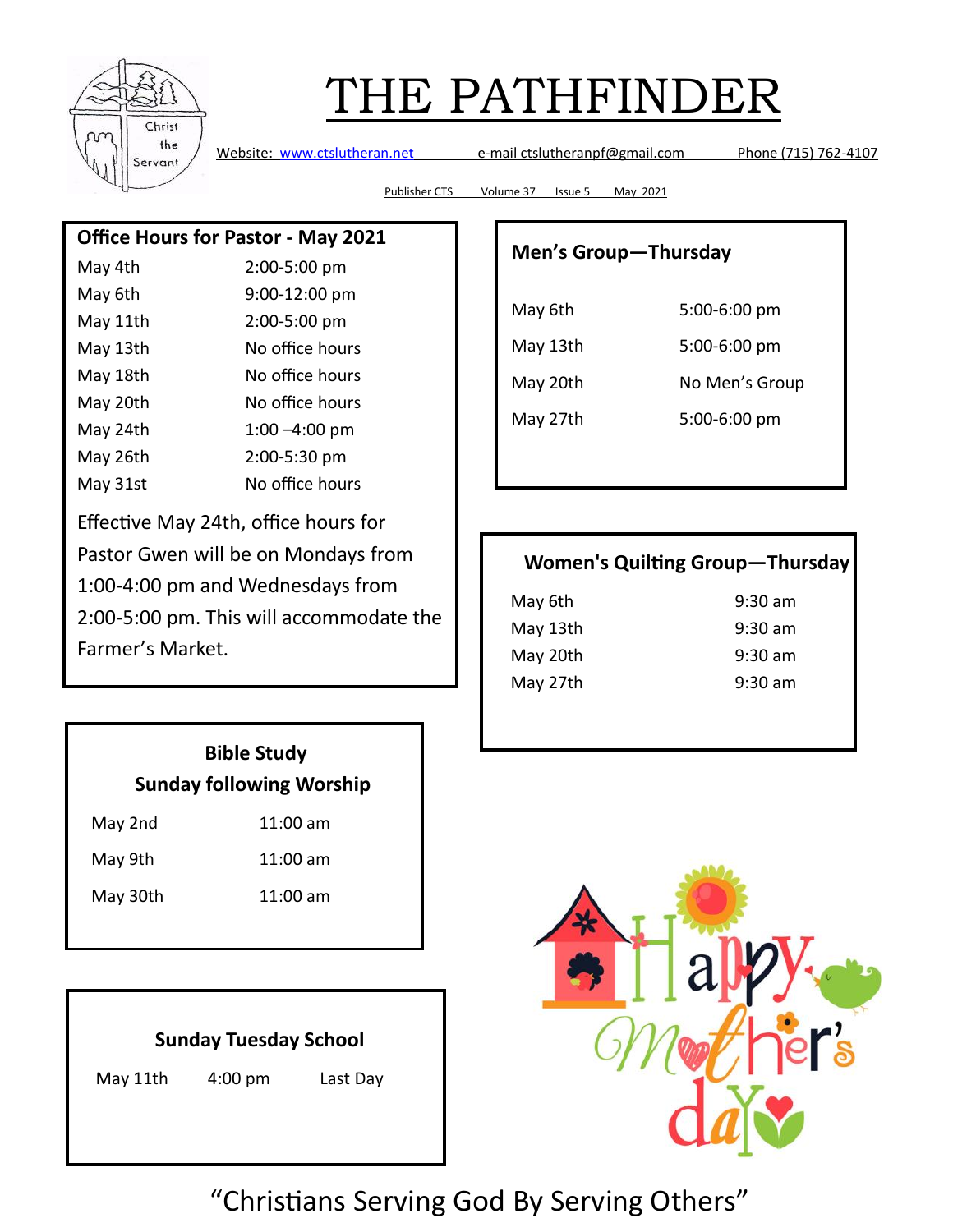# THE PATHFINDER

Website: www.ctslutheran.net e-mail ctslutheranpf@gmail.com Phone (715) 762-4107

Publisher CTS Volume 37 Issue 5 May 2021

## Office Hours for Pastor - May 2021

| | |
|---|---|
| May 4th | 2:00-5:00 pm |
| May 6th | 9:00-12:00 pm |
| May 11th | 2:00-5:00 pm |
| May 13th | No office hours |
| May 18th | No office hours |
| May 20th | No office hours |
| May 24th | 1:00 –4:00 pm |
| May 26th | 2:00-5:30 pm |
| May 31st | No office hours |

Effective May 24th, office hours for Pastor Gwen will be on Mondays from 1:00-4:00 pm and Wednesdays from 2:00-5:00 pm. This will accommodate the Farmer's Market.

## Men's Group—Thursday

| | |
|---|---|
| May 6th | 5:00-6:00 pm |
| May 13th | 5:00-6:00 pm |
| May 20th | No Men's Group |
| May 27th | 5:00-6:00 pm |

## Women's Quilting Group—Thursday

| | |
|---|---|
| May 6th | 9:30 am |
| May 13th | 9:30 am |
| May 20th | 9:30 am |
| May 27th | 9:30 am |

## Bible Study
### Sunday following Worship

| | |
|---|---|
| May 2nd | 11:00 am |
| May 9th | 11:00 am |
| May 30th | 11:00 am |

## Sunday Tuesday School

| | | |
|---|---|---|
| May 11th | 4:00 pm | Last Day |

Happy Mother's day

"Christians Serving God By Serving Others"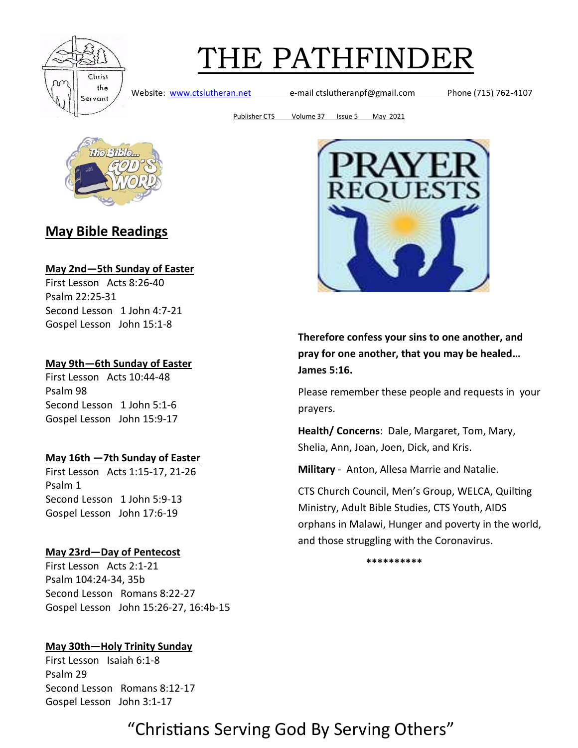# THE PATHFINDER

Website: www.ctslutheran.net e-mail ctslutheranpf@gmail.com Phone (715) 762-4107

Publisher CTS Volume 37 Issue 5 May 2021

## May Bible Readings

**May 2nd—5th Sunday of Easter**
First Lesson Acts 8:26-40
Psalm 22:25-31
Second Lesson 1 John 4:7-21
Gospel Lesson John 15:1-8

**May 9th—6th Sunday of Easter**
First Lesson Acts 10:44-48
Psalm 98
Second Lesson 1 John 5:1-6
Gospel Lesson John 15:9-17

**May 16th —7th Sunday of Easter**
First Lesson Acts 1:15-17, 21-26
Psalm 1
Second Lesson 1 John 5:9-13
Gospel Lesson John 17:6-19

**May 23rd—Day of Pentecost**
First Lesson Acts 2:1-21
Psalm 104:24-34, 35b
Second Lesson Romans 8:22-27
Gospel Lesson John 15:26-27, 16:4b-15

**May 30th—Holy Trinity Sunday**
First Lesson Isaiah 6:1-8
Psalm 29
Second Lesson Romans 8:12-17
Gospel Lesson John 3:1-17

**Therefore confess your sins to one another, and pray for one another, that you may be healed… James 5:16.**

Please remember these people and requests in your prayers.

**Health/ Concerns**: Dale, Margaret, Tom, Mary, Shelia, Ann, Joan, Joen, Dick, and Kris.

**Military** - Anton, Allesa Marrie and Natalie.

CTS Church Council, Men's Group, WELCA, Quilting Ministry, Adult Bible Studies, CTS Youth, AIDS orphans in Malawi, Hunger and poverty in the world, and those struggling with the Coronavirus.

**********

"Christians Serving God By Serving Others"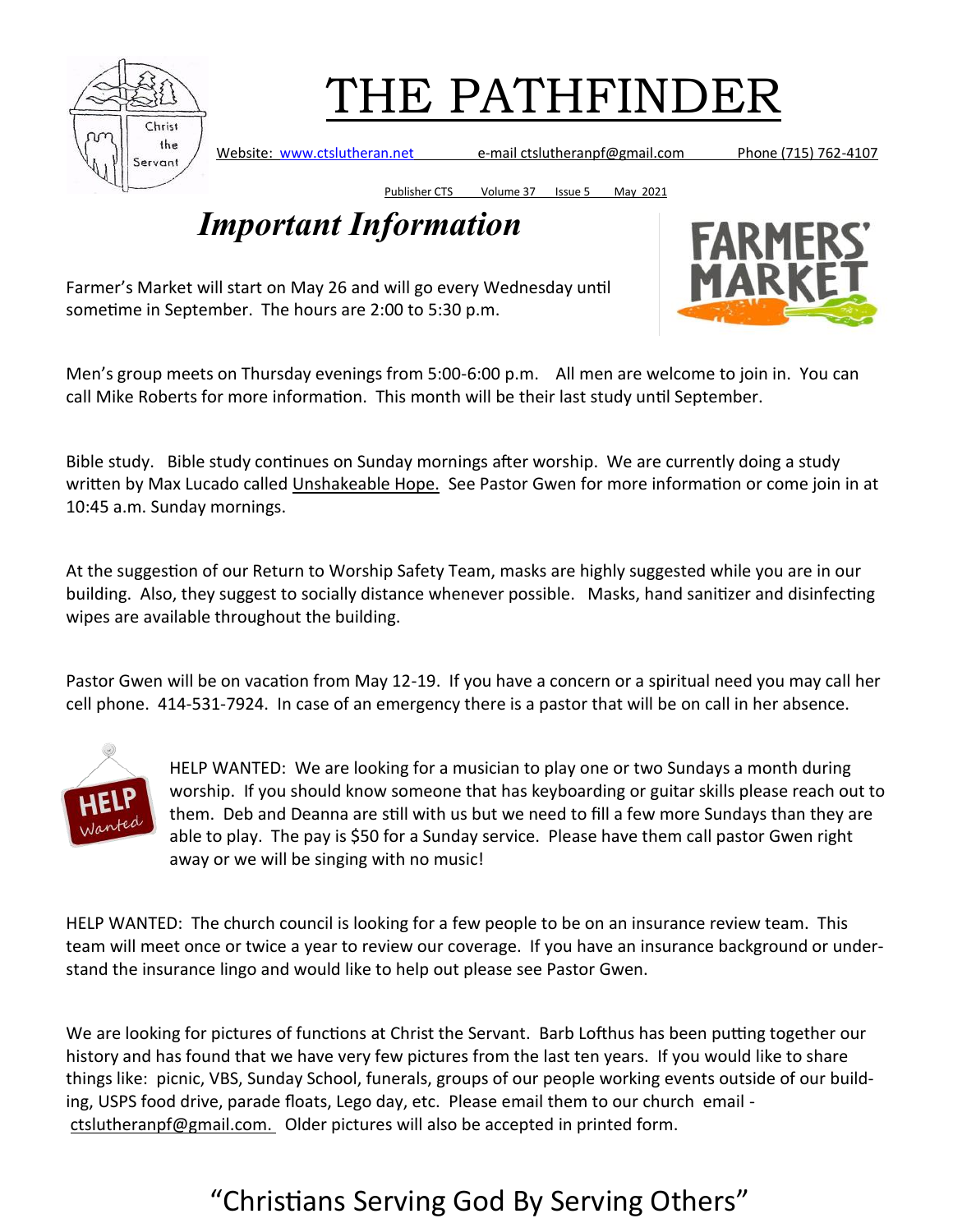# THE PATHFINDER

Website: www.ctslutheran.net e-mail ctslutheranpf@gmail.com Phone (715) 762-4107

Publisher CTS Volume 37 Issue 5 May 2021

## *Important Information*

Farmer's Market will start on May 26 and will go every Wednesday until sometime in September. The hours are 2:00 to 5:30 p.m.

Men's group meets on Thursday evenings from 5:00-6:00 p.m. All men are welcome to join in. You can call Mike Roberts for more information. This month will be their last study until September.

Bible study. Bible study continues on Sunday mornings after worship. We are currently doing a study written by Max Lucado called Unshakeable Hope. See Pastor Gwen for more information or come join in at 10:45 a.m. Sunday mornings.

At the suggestion of our Return to Worship Safety Team, masks are highly suggested while you are in our building. Also, they suggest to socially distance whenever possible. Masks, hand sanitizer and disinfecting wipes are available throughout the building.

Pastor Gwen will be on vacation from May 12-19. If you have a concern or a spiritual need you may call her cell phone. 414-531-7924. In case of an emergency there is a pastor that will be on call in her absence.

HELP WANTED: We are looking for a musician to play one or two Sundays a month during worship. If you should know someone that has keyboarding or guitar skills please reach out to them. Deb and Deanna are still with us but we need to fill a few more Sundays than they are able to play. The pay is $50 for a Sunday service. Please have them call pastor Gwen right away or we will be singing with no music!

HELP WANTED: The church council is looking for a few people to be on an insurance review team. This team will meet once or twice a year to review our coverage. If you have an insurance background or understand the insurance lingo and would like to help out please see Pastor Gwen.

We are looking for pictures of functions at Christ the Servant. Barb Lofthus has been putting together our history and has found that we have very few pictures from the last ten years. If you would like to share things like: picnic, VBS, Sunday School, funerals, groups of our people working events outside of our building, USPS food drive, parade floats, Lego day, etc. Please email them to our church email - ctslutheranpf@gmail.com. Older pictures will also be accepted in printed form.

"Christians Serving God By Serving Others"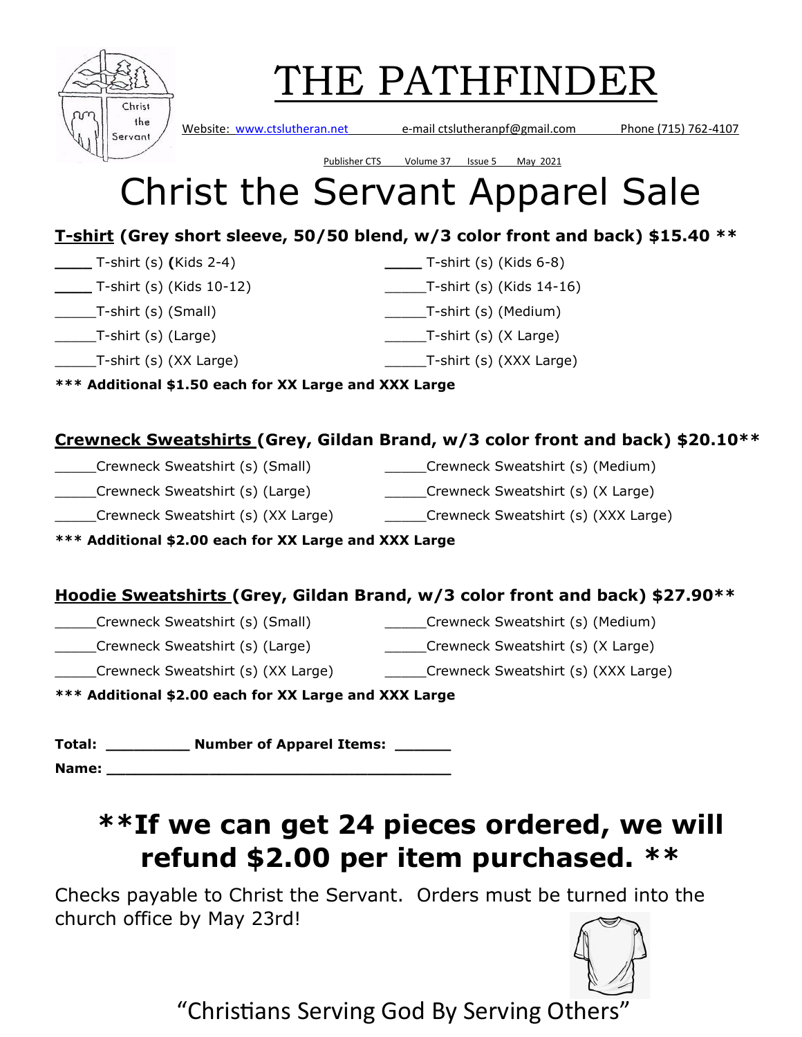# THE PATHFINDER

Website: www.ctslutheran.net e-mail ctslutheranpf@gmail.com Phone (715) 762-4107

Publisher CTS Volume 37 Issue 5 May 2021

# Christ the Servant Apparel Sale

**T-shirt (Grey short sleeve, 50/50 blend, w/3 color front and back) $15.40 ****

____ T-shirt (s) (Kids 2-4)
____ T-shirt (s) (Kids 6-8)
____ T-shirt (s) (Kids 10-12)
_____T-shirt (s) (Kids 14-16)
_____T-shirt (s) (Small)
_____T-shirt (s) (Medium)
_____T-shirt (s) (Large)
_____T-shirt (s) (X Large)
_____T-shirt (s) (XX Large)
_____T-shirt (s) (XXX Large)

**\*\*\* Additional $1.50 each for XX Large and XXX Large**

**Crewneck Sweatshirts (Grey, Gildan Brand, w/3 color front and back) $20.10****

_____Crewneck Sweatshirt (s) (Small)
_____Crewneck Sweatshirt (s) (Medium)
_____Crewneck Sweatshirt (s) (Large)
_____Crewneck Sweatshirt (s) (X Large)
_____Crewneck Sweatshirt (s) (XX Large)
_____Crewneck Sweatshirt (s) (XXX Large)

**\*\*\* Additional $2.00 each for XX Large and XXX Large**

**Hoodie Sweatshirts (Grey, Gildan Brand, w/3 color front and back) $27.90****

_____Crewneck Sweatshirt (s) (Small)
_____Crewneck Sweatshirt (s) (Medium)
_____Crewneck Sweatshirt (s) (Large)
_____Crewneck Sweatshirt (s) (X Large)
_____Crewneck Sweatshirt (s) (XX Large)
_____Crewneck Sweatshirt (s) (XXX Large)

**\*\*\* Additional $2.00 each for XX Large and XXX Large**

**Total:** _________ **Number of Apparel Items:** ______

**Name:** ____________________________________

## **If we can get 24 pieces ordered, we will refund $2.00 per item purchased. **

Checks payable to Christ the Servant. Orders must be turned into the church office by May 23rd!

"Christians Serving God By Serving Others"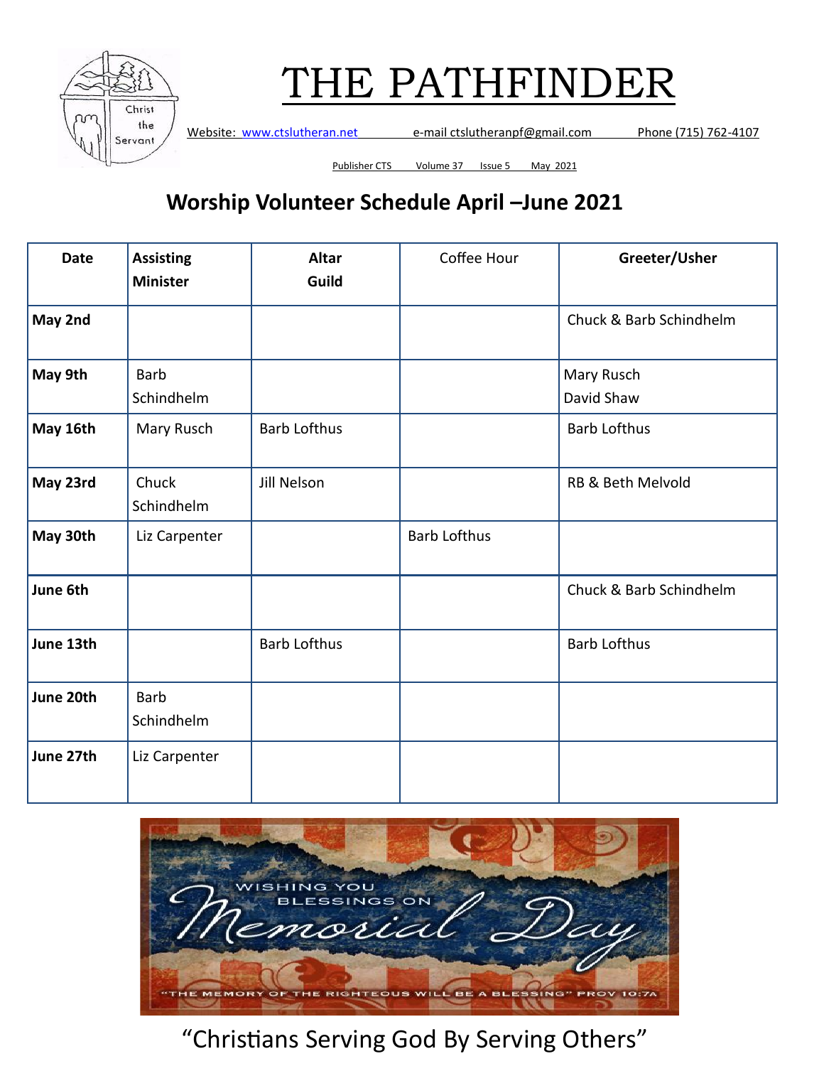# THE PATHFINDER

Website: www.ctslutheran.net e-mail ctslutheranpf@gmail.com Phone (715) 762-4107

Publisher CTS Volume 37 Issue 5 May 2021

## Worship Volunteer Schedule April –June 2021

| Date | Assisting Minister | Altar Guild | Coffee Hour | Greeter/Usher |
|---|---|---|---|---|
| **May 2nd** | | | | Chuck & Barb Schindhelm |
| **May 9th** | Barb Schindhelm | | | Mary Rusch David Shaw |
| **May 16th** | Mary Rusch | Barb Lofthus | | Barb Lofthus |
| **May 23rd** | Chuck Schindhelm | Jill Nelson | | RB & Beth Melvold |
| **May 30th** | Liz Carpenter | | Barb Lofthus | |
| **June 6th** | | | | Chuck & Barb Schindhelm |
| **June 13th** | | Barb Lofthus | | Barb Lofthus |
| **June 20th** | Barb Schindhelm | | | |
| **June 27th** | Liz Carpenter | | | |

WISHING YOU BLESSINGS ON Memorial Day

"THE MEMORY OF THE RIGHTEOUS WILL BE A BLESSING" PROV 10:7A

"Christians Serving God By Serving Others"